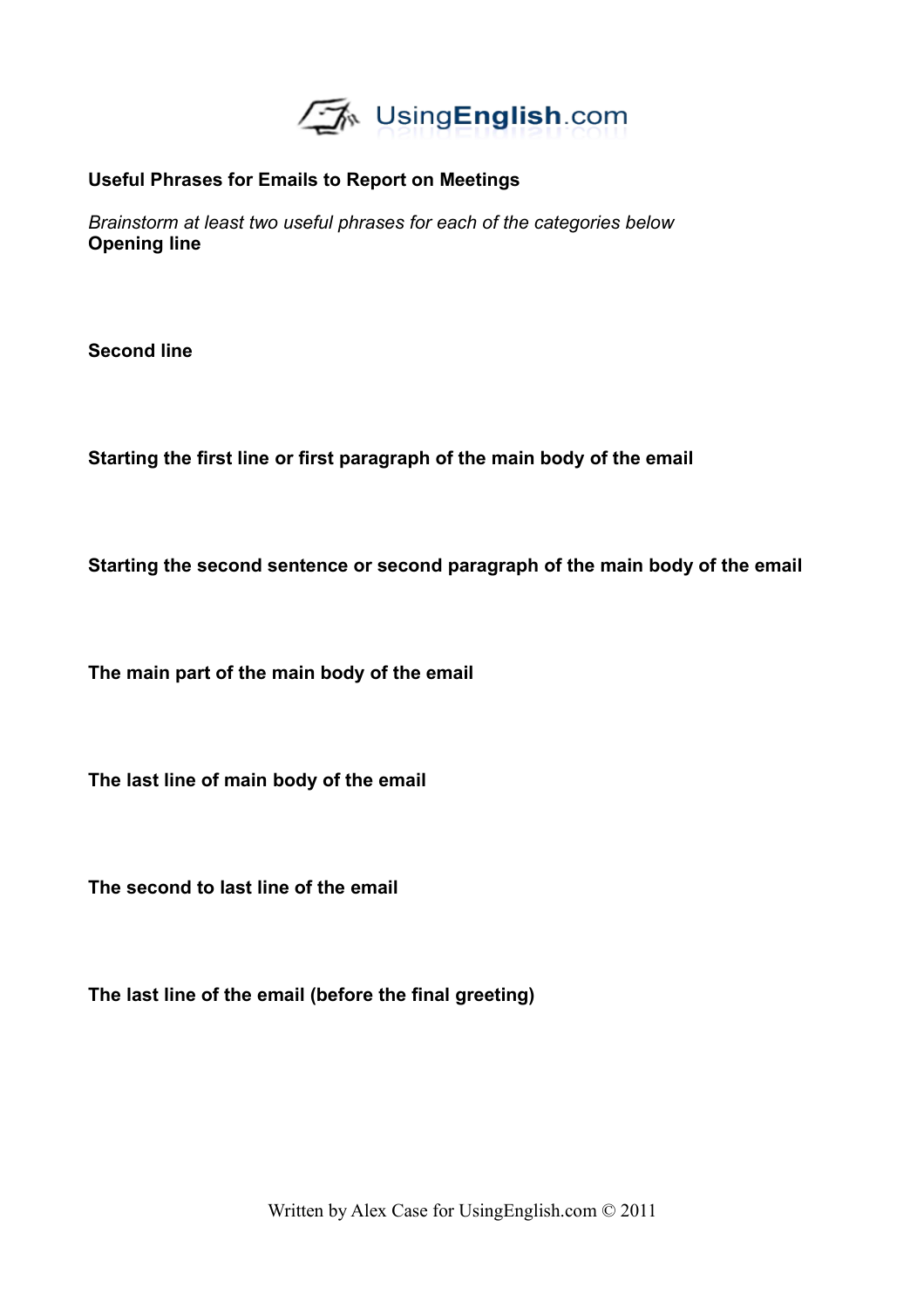UsingEnglish.com

**Useful Phrases for Emails to Report on Meetings**

*Brainstorm at least two useful phrases for each of the categories below*

**Opening line**

**Second line**

**Starting the first line or first paragraph of the main body of the email**

**Starting the second sentence or second paragraph of the main body of the email**

**The main part of the main body of the email**

**The last line of main body of the email**

**The second to last line of the email**

**The last line of the email (before the final greeting)**

Written by Alex Case for UsingEnglish.com © 2011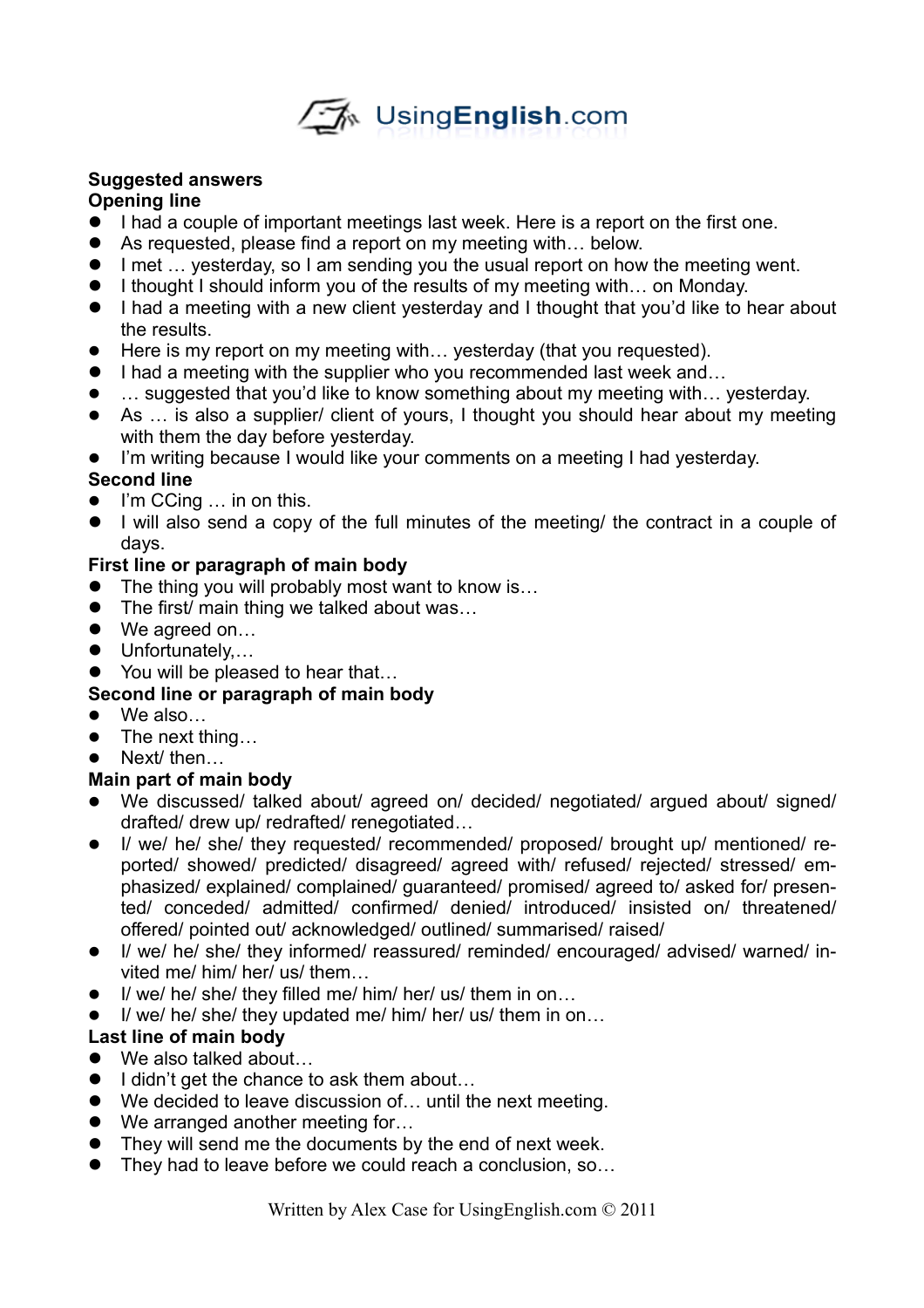**Suggested answers**

**Opening line**

- I had a couple of important meetings last week. Here is a report on the first one.
- As requested, please find a report on my meeting with… below.
- I met … yesterday, so I am sending you the usual report on how the meeting went.
- I thought I should inform you of the results of my meeting with… on Monday.
- I had a meeting with a new client yesterday and I thought that you'd like to hear about the results.
- Here is my report on my meeting with… yesterday (that you requested).
- I had a meeting with the supplier who you recommended last week and…
- … suggested that you'd like to know something about my meeting with… yesterday.
- As … is also a supplier/ client of yours, I thought you should hear about my meeting with them the day before yesterday.
- I'm writing because I would like your comments on a meeting I had yesterday.

**Second line**

- I'm CCing … in on this.
- I will also send a copy of the full minutes of the meeting/ the contract in a couple of days.

**First line or paragraph of main body**

- The thing you will probably most want to know is…
- The first/ main thing we talked about was…
- We agreed on…
- Unfortunately,…
- You will be pleased to hear that…

**Second line or paragraph of main body**

- We also…
- The next thing…
- Next/ then…

**Main part of main body**

- We discussed/ talked about/ agreed on/ decided/ negotiated/ argued about/ signed/ drafted/ drew up/ redrafted/ renegotiated…
- I/ we/ he/ she/ they requested/ recommended/ proposed/ brought up/ mentioned/ reported/ showed/ predicted/ disagreed/ agreed with/ refused/ rejected/ stressed/ emphasized/ explained/ complained/ guaranteed/ promised/ agreed to/ asked for/ presented/ conceded/ admitted/ confirmed/ denied/ introduced/ insisted on/ threatened/ offered/ pointed out/ acknowledged/ outlined/ summarised/ raised/
- I/ we/ he/ she/ they informed/ reassured/ reminded/ encouraged/ advised/ warned/ invited me/ him/ her/ us/ them…
- I/ we/ he/ she/ they filled me/ him/ her/ us/ them in on…
- I/ we/ he/ she/ they updated me/ him/ her/ us/ them in on…

**Last line of main body**

- We also talked about…
- I didn't get the chance to ask them about…
- We decided to leave discussion of… until the next meeting.
- We arranged another meeting for…
- They will send me the documents by the end of next week.
- They had to leave before we could reach a conclusion, so…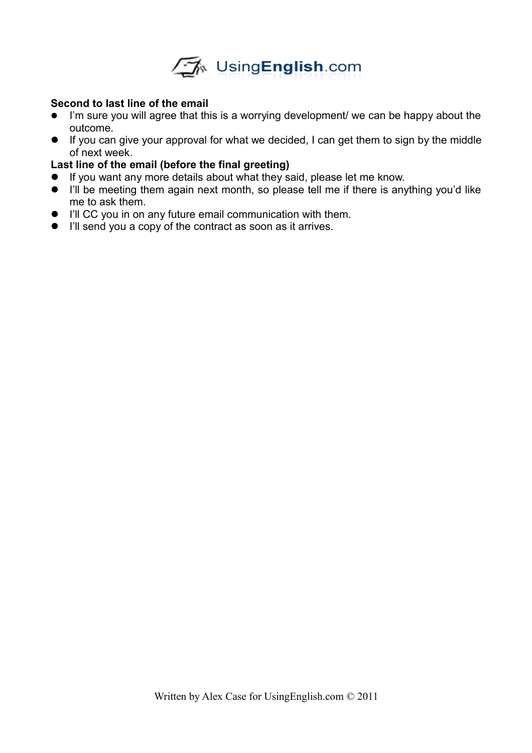**Second to last line of the email**

- I'm sure you will agree that this is a worrying development/ we can be happy about the outcome.
- If you can give your approval for what we decided, I can get them to sign by the middle of next week.

**Last line of the email (before the final greeting)**

- If you want any more details about what they said, please let me know.
- I'll be meeting them again next month, so please tell me if there is anything you'd like me to ask them.
- I'll CC you in on any future email communication with them.
- I'll send you a copy of the contract as soon as it arrives.